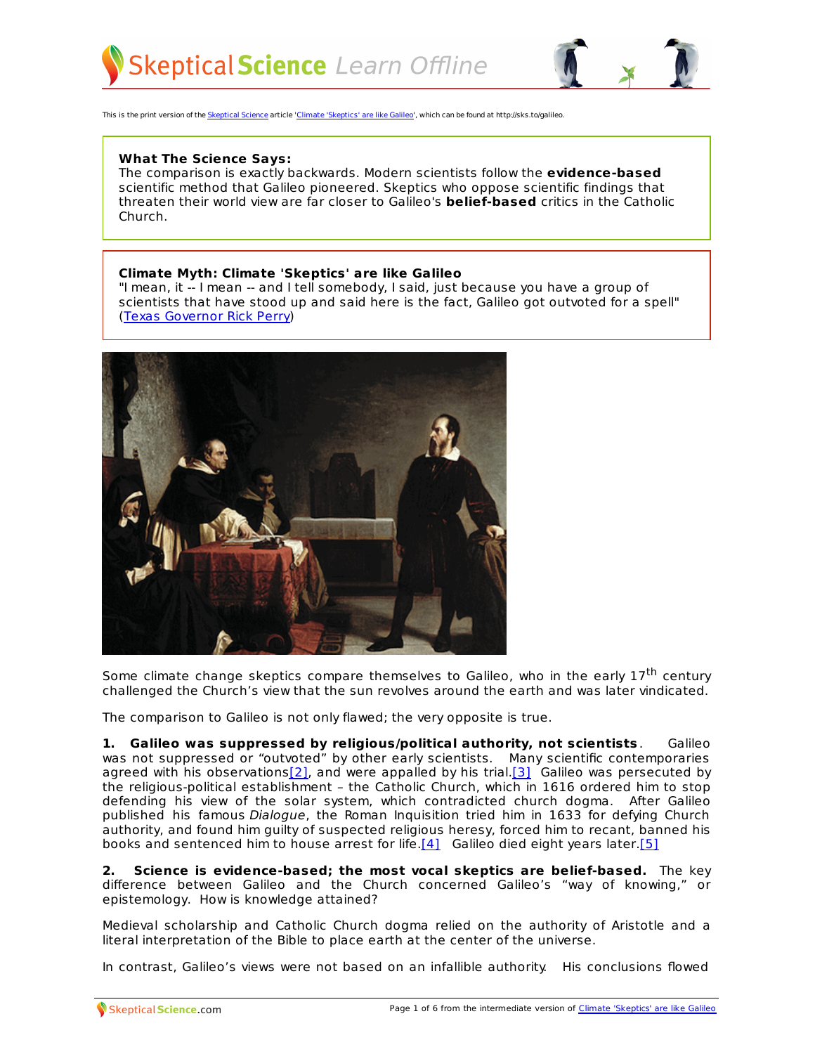This is the print version of the Skeptical Science article 'Climate 'Skeptics' are like Galileo', which can be found at http://sks.to/galileo.

**What The Science Says:**
The comparison is exactly backwards. Modern scientists follow the **evidence-based** scientific method that Galileo pioneered. Skeptics who oppose scientific findings that threaten their world view are far closer to Galileo's **belief-based** critics in the Catholic Church.

**Climate Myth: Climate 'Skeptics' are like Galileo**
"I mean, it -- I mean -- and I tell somebody, I said, just because you have a group of scientists that have stood up and said here is the fact, Galileo got outvoted for a spell" (Texas Governor Rick Perry)

Some climate change skeptics compare themselves to Galileo, who in the early 17th century challenged the Church's view that the sun revolves around the earth and was later vindicated.

The comparison to Galileo is not only flawed; the very opposite is true.

**1. Galileo was suppressed by religious/political authority, not scientists**. Galileo was not suppressed or "outvoted" by other early scientists. Many scientific contemporaries agreed with his observations[2], and were appalled by his trial.[3] Galileo was persecuted by the religious-political establishment – the Catholic Church, which in 1616 ordered him to stop defending his view of the solar system, which contradicted church dogma. After Galileo published his famous *Dialogue*, the Roman Inquisition tried him in 1633 for defying Church authority, and found him guilty of suspected religious heresy, forced him to recant, banned his books and sentenced him to house arrest for life.[4] Galileo died eight years later.[5]

**2. Science is evidence-based; the most vocal skeptics are belief-based.** The key difference between Galileo and the Church concerned Galileo's "way of knowing," or epistemology. How is knowledge attained?

Medieval scholarship and Catholic Church dogma relied on the authority of Aristotle and a literal interpretation of the Bible to place earth at the center of the universe.

In contrast, Galileo's views were not based on an infallible authority. His conclusions flowed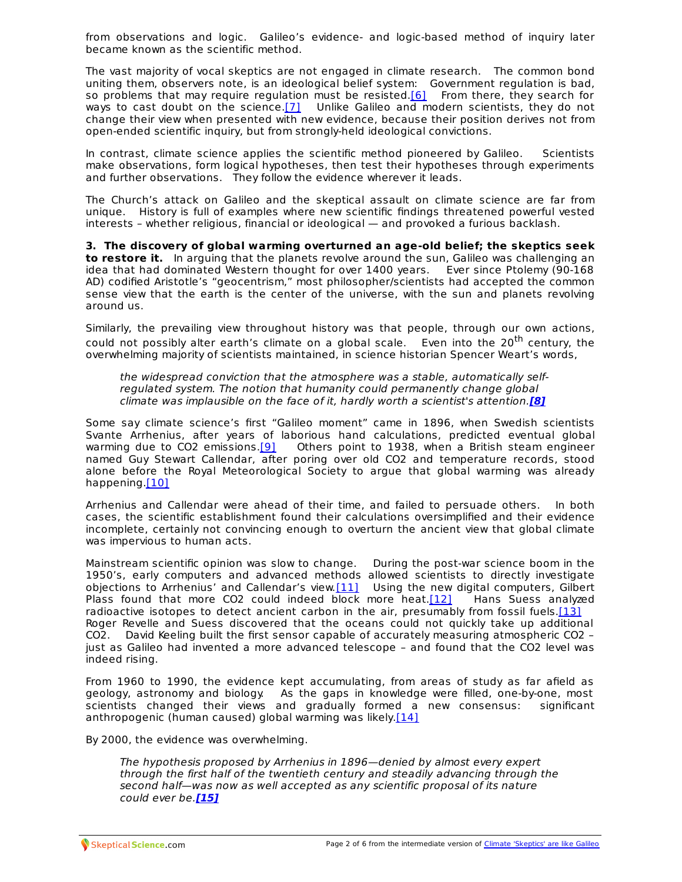from observations and logic. Galileo's evidence- and logic-based method of inquiry later became known as the scientific method.

The vast majority of vocal skeptics are not engaged in climate research. The common bond uniting them, observers note, is an ideological belief system: Government regulation is bad, so problems that may require regulation must be resisted.[6] From there, they search for ways to cast doubt on the science.[7] Unlike Galileo and modern scientists, they do not change their view when presented with new evidence, because their position derives not from open-ended scientific inquiry, but from strongly-held ideological convictions.

In contrast, climate science applies the scientific method pioneered by Galileo. Scientists make observations, form logical hypotheses, then test their hypotheses through experiments and further observations. They follow the evidence wherever it leads.

The Church's attack on Galileo and the skeptical assault on climate science are far from unique. History is full of examples where new scientific findings threatened powerful vested interests – whether religious, financial or ideological — and provoked a furious backlash.

**3. The discovery of global warming overturned an age-old belief; the skeptics seek to restore it.** In arguing that the planets revolve around the sun, Galileo was challenging an idea that had dominated Western thought for over 1400 years. Ever since Ptolemy (90-168 AD) codified Aristotle's "geocentrism," most philosopher/scientists had accepted the common sense view that the earth is the center of the universe, with the sun and planets revolving around us.

Similarly, the prevailing view throughout history was that people, through our own actions, could not possibly alter earth's climate on a global scale. Even into the 20th century, the overwhelming majority of scientists maintained, in science historian Spencer Weart's words,

> *the widespread conviction that the atmosphere was a stable, automatically self-regulated system. The notion that humanity could permanently change global climate was implausible on the face of it, hardly worth a scientist's attention.* **[8]**

Some say climate science's first "Galileo moment" came in 1896, when Swedish scientists Svante Arrhenius, after years of laborious hand calculations, predicted eventual global warming due to $CO_2$ emissions.[9] Others point to 1938, when a British steam engineer named Guy Stewart Callendar, after poring over old $CO_2$ and temperature records, stood alone before the Royal Meteorological Society to argue that global warming was already happening.[10]

Arrhenius and Callendar were ahead of their time, and failed to persuade others. In both cases, the scientific establishment found their calculations oversimplified and their evidence incomplete, certainly not convincing enough to overturn the ancient view that global climate was impervious to human acts.

Mainstream scientific opinion was slow to change. During the post-war science boom in the 1950's, early computers and advanced methods allowed scientists to directly investigate objections to Arrhenius' and Callendar's view.[11] Using the new digital computers, Gilbert Plass found that more $CO_2$ could indeed block more heat.[12] Hans Suess analyzed radioactive isotopes to detect ancient carbon in the air, presumably from fossil fuels.[13] Roger Revelle and Suess discovered that the oceans could not quickly take up additional $CO_2$. David Keeling built the first sensor capable of accurately measuring atmospheric $CO_2$ – just as Galileo had invented a more advanced telescope – and found that the $CO_2$ level was indeed rising.

From 1960 to 1990, the evidence kept accumulating, from areas of study as far afield as geology, astronomy and biology. As the gaps in knowledge were filled, one-by-one, most scientists changed their views and gradually formed a new consensus: significant anthropogenic (human caused) global warming was likely.[14]

By 2000, the evidence was overwhelming.

> *The hypothesis proposed by Arrhenius in 1896—denied by almost every expert through the first half of the twentieth century and steadily advancing through the second half—was now as well accepted as any scientific proposal of its nature could ever be.* **[15]**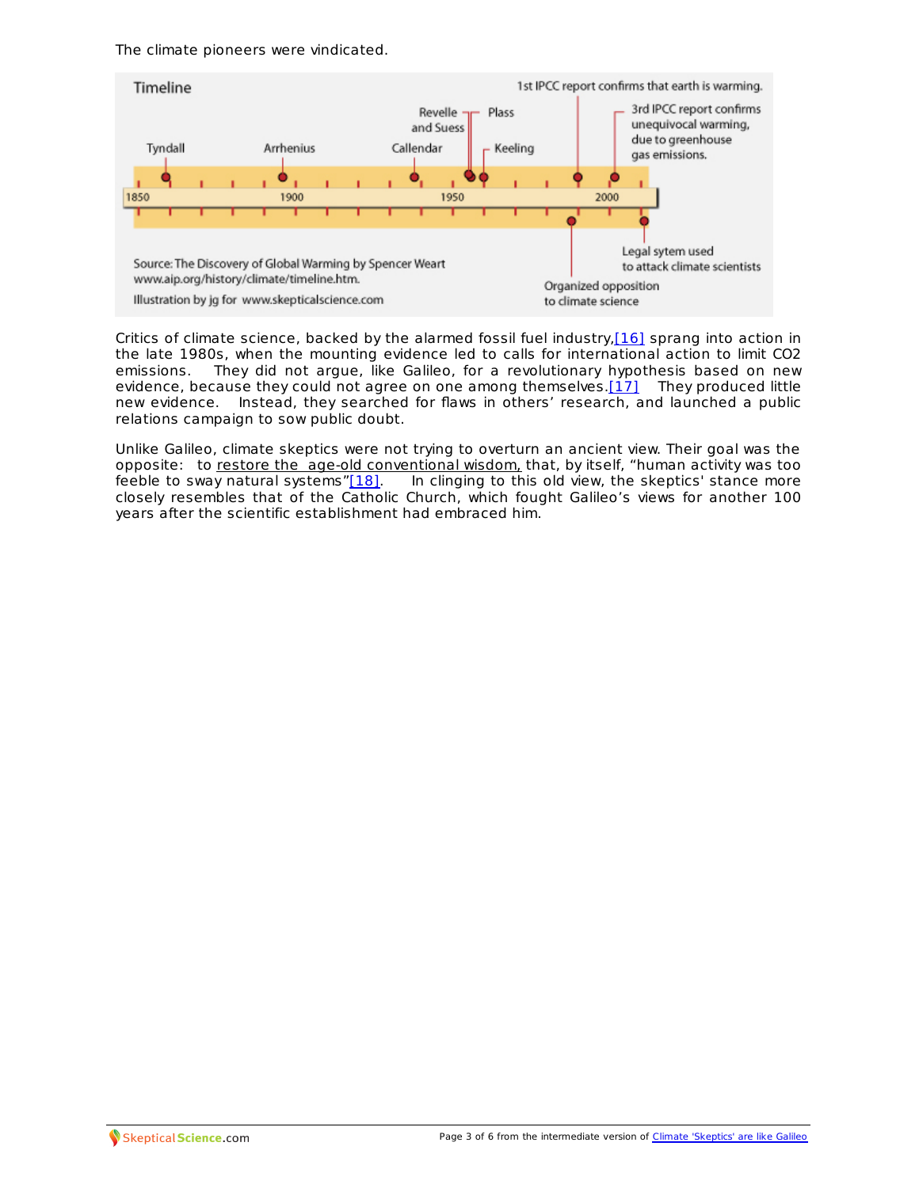The climate pioneers were vindicated.

Timeline

1st IPCC report confirms that earth is warming.

Tyndall — Arrhenius — Callendar — Revelle and Suess — Plass — Keeling

3rd IPCC report confirms unequivocal warming, due to greenhouse gas emissions.

1850 — 1900 — 1950 — 2000

Organized opposition to climate science

Legal sytem used to attack climate scientists

Source: The Discovery of Global Warming by Spencer Weart
www.aip.org/history/climate/timeline.htm.
Illustration by jg for www.skepticalscience.com

Critics of climate science, backed by the alarmed fossil fuel industry,[16] sprang into action in the late 1980s, when the mounting evidence led to calls for international action to limit $CO_2$ emissions. They did not argue, like Galileo, for a revolutionary hypothesis based on new evidence, because they could not agree on one among themselves.[17] They produced little new evidence. Instead, they searched for flaws in others' research, and launched a public relations campaign to sow public doubt.

Unlike Galileo, climate skeptics were not trying to overturn an ancient view. Their goal was the opposite: to restore the age-old conventional wisdom, that, by itself, "human activity was too feeble to sway natural systems"[18]. In clinging to this old view, the skeptics' stance more closely resembles that of the Catholic Church, which fought Galileo's views for another 100 years after the scientific establishment had embraced him.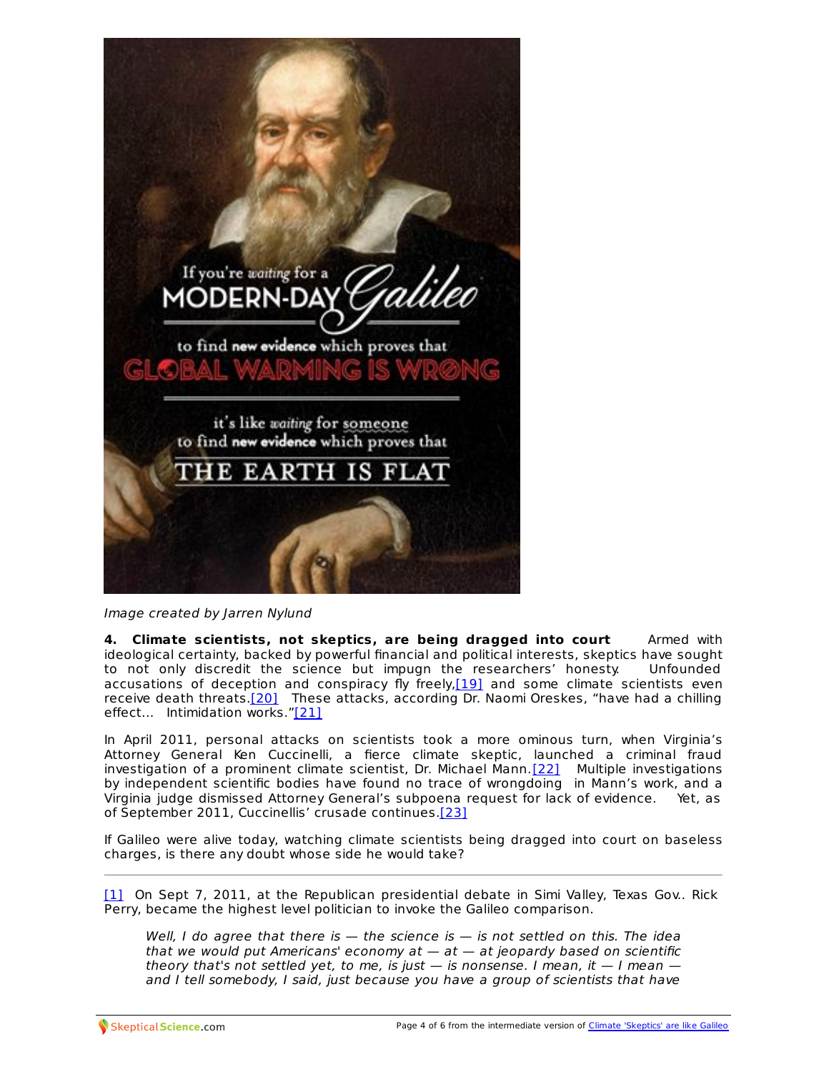Image created by Jarren Nylund

**4. Climate scientists, not skeptics, are being dragged into court** Armed with ideological certainty, backed by powerful financial and political interests, skeptics have sought to not only discredit the science but impugn the researchers' honesty. Unfounded accusations of deception and conspiracy fly freely,[19] and some climate scientists even receive death threats.[20] These attacks, according Dr. Naomi Oreskes, "have had a chilling effect... Intimidation works."[21]

In April 2011, personal attacks on scientists took a more ominous turn, when Virginia's Attorney General Ken Cuccinelli, a fierce climate skeptic, launched a criminal fraud investigation of a prominent climate scientist, Dr. Michael Mann.[22] Multiple investigations by independent scientific bodies have found no trace of wrongdoing in Mann's work, and a Virginia judge dismissed Attorney General's subpoena request for lack of evidence. Yet, as of September 2011, Cuccinellis' crusade continues.[23]

If Galileo were alive today, watching climate scientists being dragged into court on baseless charges, is there any doubt whose side he would take?

---

[1] On Sept 7, 2011, at the Republican presidential debate in Simi Valley, Texas Gov.. Rick Perry, became the highest level politician to invoke the Galileo comparison.

> *Well, I do agree that there is — the science is — is not settled on this. The idea that we would put Americans' economy at — at — at jeopardy based on scientific theory that's not settled yet, to me, is just — is nonsense. I mean, it — I mean — and I tell somebody, I said, just because you have a group of scientists that have*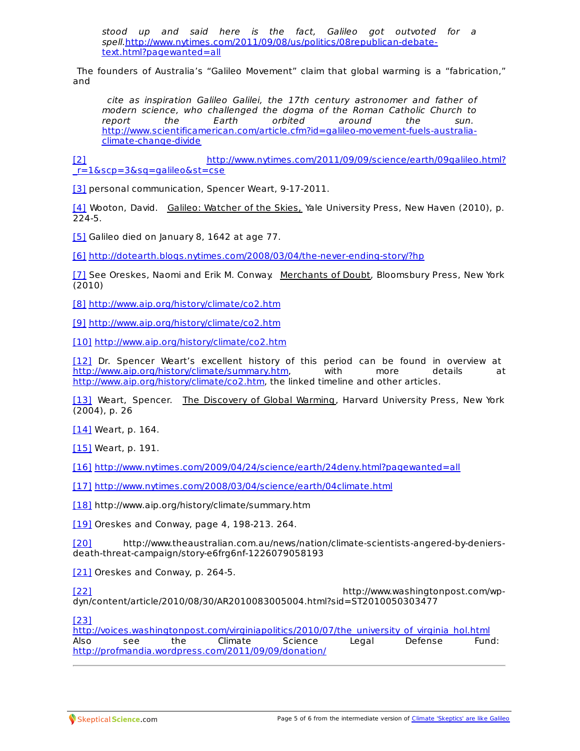> *stood up and said here is the fact, Galileo got outvoted for a spell.*http://www.nytimes.com/2011/09/08/us/politics/08republican-debate-text.html?pagewanted=all

The founders of Australia's "Galileo Movement" claim that global warming is a "fabrication," and

> *cite as inspiration Galileo Galilei, the 17th century astronomer and father of modern science, who challenged the dogma of the Roman Catholic Church to report the Earth orbited around the sun.* http://www.scientificamerican.com/article.cfm?id=galileo-movement-fuels-australia-climate-change-divide

[2] http://www.nytimes.com/2011/09/09/science/earth/09galileo.html?_r=1&scp=3&sq=galileo&st=cse

[3] personal communication, Spencer Weart, 9-17-2011.

[4] Wooton, David. Galileo: Watcher of the Skies, Yale University Press, New Haven (2010), p. 224-5.

[5] Galileo died on January 8, 1642 at age 77.

[6] http://dotearth.blogs.nytimes.com/2008/03/04/the-never-ending-story/?hp

[7] See Oreskes, Naomi and Erik M. Conway. Merchants of Doubt, Bloomsbury Press, New York (2010)

[8] http://www.aip.org/history/climate/co2.htm

[9] http://www.aip.org/history/climate/co2.htm

[10] http://www.aip.org/history/climate/co2.htm

[12] Dr. Spencer Weart's excellent history of this period can be found in overview at http://www.aip.org/history/climate/summary.htm, with more details at http://www.aip.org/history/climate/co2.htm, the linked timeline and other articles.

[13] Weart, Spencer. The Discovery of Global Warming, Harvard University Press, New York (2004), p. 26

[14] Weart, p. 164.

[15] Weart, p. 191.

[16] http://www.nytimes.com/2009/04/24/science/earth/24deny.html?pagewanted=all

[17] http://www.nytimes.com/2008/03/04/science/earth/04climate.html

[18] http://www.aip.org/history/climate/summary.htm

[19] Oreskes and Conway, page 4, 198-213. 264.

[20] http://www.theaustralian.com.au/news/nation/climate-scientists-angered-by-deniers-death-threat-campaign/story-e6frg6nf-1226079058193

[21] Oreskes and Conway, p. 264-5.

[22] http://www.washingtonpost.com/wp-dyn/content/article/2010/08/30/AR2010083005004.html?sid=ST2010050303477

[23] http://voices.washingtonpost.com/virginiapolitics/2010/07/the_university_of_virginia_hol.html Also see the Climate Science Legal Defense Fund: http://profmandia.wordpress.com/2011/09/09/donation/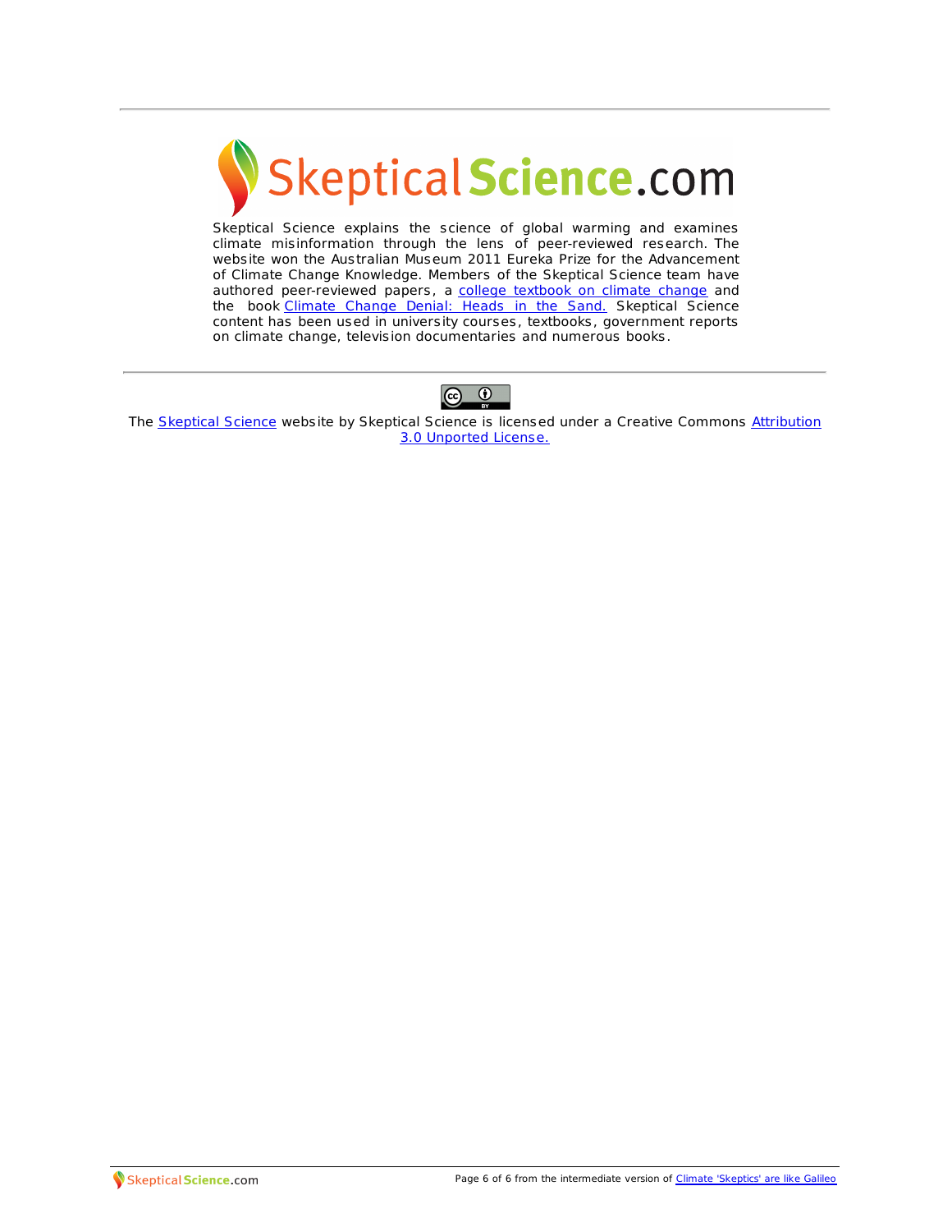---

Skeptical Science explains the science of global warming and examines climate misinformation through the lens of peer-reviewed research. The website won the Australian Museum 2011 Eureka Prize for the Advancement of Climate Change Knowledge. Members of the Skeptical Science team have authored peer-reviewed papers, a college textbook on climate change and the book Climate Change Denial: Heads in the Sand. Skeptical Science content has been used in university courses, textbooks, government reports on climate change, television documentaries and numerous books.

---

The Skeptical Science website by Skeptical Science is licensed under a Creative Commons Attribution 3.0 Unported License.